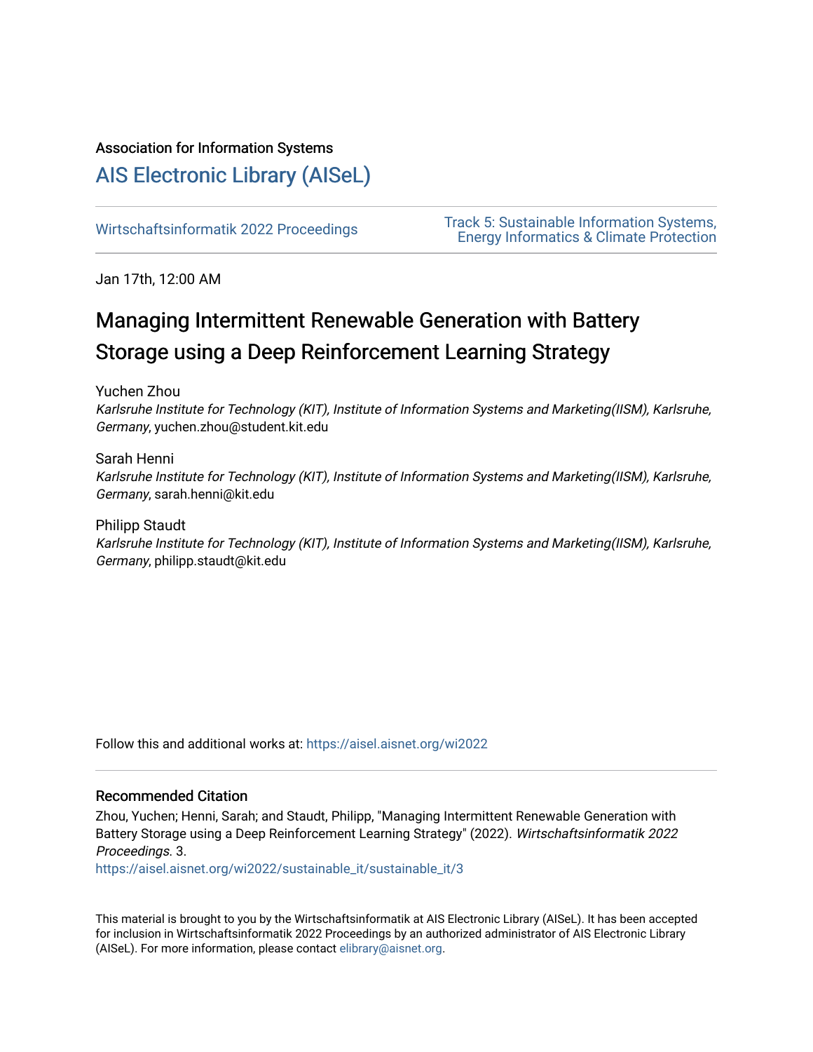Association for Information Systems

# AIS Electronic Library (AISeL)

Wirtschaftsinformatik 2022 Proceedings

Track 5: Sustainable Information Systems, Energy Informatics & Climate Protection

Jan 17th, 12:00 AM

## Managing Intermittent Renewable Generation with Battery Storage using a Deep Reinforcement Learning Strategy

Yuchen Zhou
*Karlsruhe Institute for Technology (KIT), Institute of Information Systems and Marketing(IISM), Karlsruhe, Germany*, yuchen.zhou@student.kit.edu

Sarah Henni
*Karlsruhe Institute for Technology (KIT), Institute of Information Systems and Marketing(IISM), Karlsruhe, Germany*, sarah.henni@kit.edu

Philipp Staudt
*Karlsruhe Institute for Technology (KIT), Institute of Information Systems and Marketing(IISM), Karlsruhe, Germany*, philipp.staudt@kit.edu

Follow this and additional works at: https://aisel.aisnet.org/wi2022

### Recommended Citation

Zhou, Yuchen; Henni, Sarah; and Staudt, Philipp, "Managing Intermittent Renewable Generation with Battery Storage using a Deep Reinforcement Learning Strategy" (2022). *Wirtschaftsinformatik 2022 Proceedings*. 3.
https://aisel.aisnet.org/wi2022/sustainable_it/sustainable_it/3

This material is brought to you by the Wirtschaftsinformatik at AIS Electronic Library (AISeL). It has been accepted for inclusion in Wirtschaftsinformatik 2022 Proceedings by an authorized administrator of AIS Electronic Library (AISeL). For more information, please contact elibrary@aisnet.org.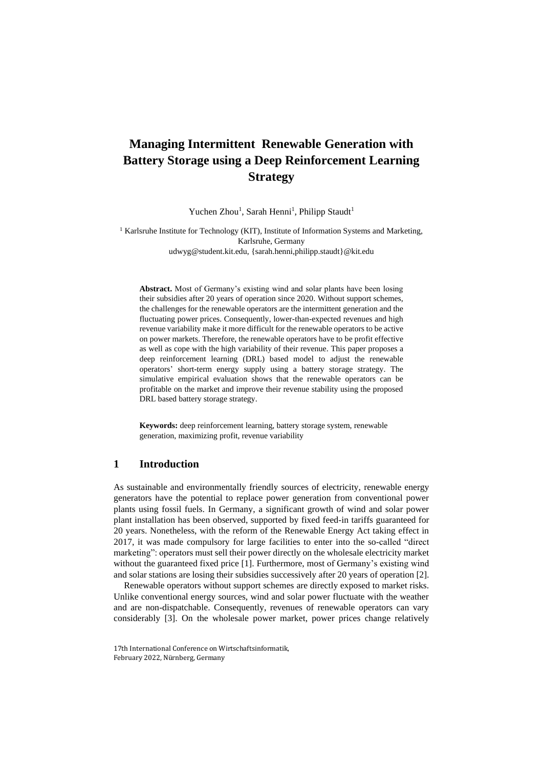# Managing Intermittent Renewable Generation with Battery Storage using a Deep Reinforcement Learning Strategy

Yuchen Zhou[1], Sarah Henni[1], Philipp Staudt[1]

[1] Karlsruhe Institute for Technology (KIT), Institute of Information Systems and Marketing, Karlsruhe, Germany
udwyg@student.kit.edu, {sarah.henni,philipp.staudt}@kit.edu

**Abstract.** Most of Germany's existing wind and solar plants have been losing their subsidies after 20 years of operation since 2020. Without support schemes, the challenges for the renewable operators are the intermittent generation and the fluctuating power prices. Consequently, lower-than-expected revenues and high revenue variability make it more difficult for the renewable operators to be active on power markets. Therefore, the renewable operators have to be profit effective as well as cope with the high variability of their revenue. This paper proposes a deep reinforcement learning (DRL) based model to adjust the renewable operators' short-term energy supply using a battery storage strategy. The simulative empirical evaluation shows that the renewable operators can be profitable on the market and improve their revenue stability using the proposed DRL based battery storage strategy.

**Keywords:** deep reinforcement learning, battery storage system, renewable generation, maximizing profit, revenue variability

## 1 Introduction

As sustainable and environmentally friendly sources of electricity, renewable energy generators have the potential to replace power generation from conventional power plants using fossil fuels. In Germany, a significant growth of wind and solar power plant installation has been observed, supported by fixed feed-in tariffs guaranteed for 20 years. Nonetheless, with the reform of the Renewable Energy Act taking effect in 2017, it was made compulsory for large facilities to enter into the so-called "direct marketing": operators must sell their power directly on the wholesale electricity market without the guaranteed fixed price [1]. Furthermore, most of Germany's existing wind and solar stations are losing their subsidies successively after 20 years of operation [2].

Renewable operators without support schemes are directly exposed to market risks. Unlike conventional energy sources, wind and solar power fluctuate with the weather and are non-dispatchable. Consequently, revenues of renewable operators can vary considerably [3]. On the wholesale power market, power prices change relatively

17th International Conference on Wirtschaftsinformatik,
February 2022, Nürnberg, Germany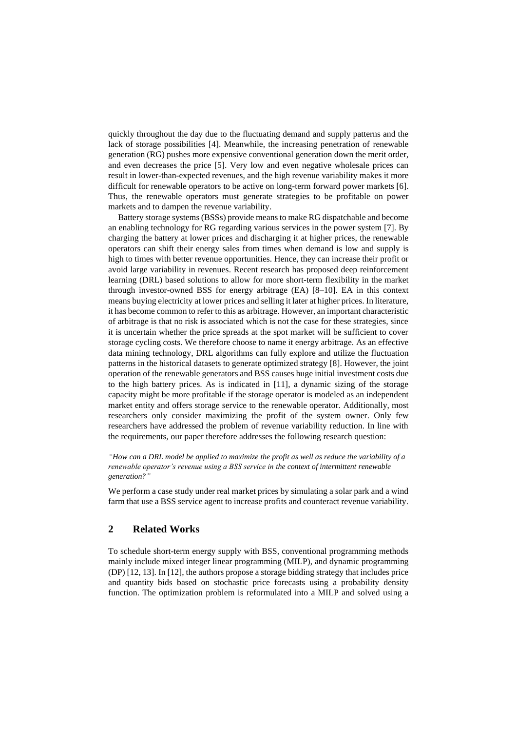quickly throughout the day due to the fluctuating demand and supply patterns and the lack of storage possibilities [4]. Meanwhile, the increasing penetration of renewable generation (RG) pushes more expensive conventional generation down the merit order, and even decreases the price [5]. Very low and even negative wholesale prices can result in lower-than-expected revenues, and the high revenue variability makes it more difficult for renewable operators to be active on long-term forward power markets [6]. Thus, the renewable operators must generate strategies to be profitable on power markets and to dampen the revenue variability.

Battery storage systems (BSSs) provide means to make RG dispatchable and become an enabling technology for RG regarding various services in the power system [7]. By charging the battery at lower prices and discharging it at higher prices, the renewable operators can shift their energy sales from times when demand is low and supply is high to times with better revenue opportunities. Hence, they can increase their profit or avoid large variability in revenues. Recent research has proposed deep reinforcement learning (DRL) based solutions to allow for more short-term flexibility in the market through investor-owned BSS for energy arbitrage (EA) [8–10]. EA in this context means buying electricity at lower prices and selling it later at higher prices. In literature, it has become common to refer to this as arbitrage. However, an important characteristic of arbitrage is that no risk is associated which is not the case for these strategies, since it is uncertain whether the price spreads at the spot market will be sufficient to cover storage cycling costs. We therefore choose to name it energy arbitrage. As an effective data mining technology, DRL algorithms can fully explore and utilize the fluctuation patterns in the historical datasets to generate optimized strategy [8]. However, the joint operation of the renewable generators and BSS causes huge initial investment costs due to the high battery prices. As is indicated in [11], a dynamic sizing of the storage capacity might be more profitable if the storage operator is modeled as an independent market entity and offers storage service to the renewable operator. Additionally, most researchers only consider maximizing the profit of the system owner. Only few researchers have addressed the problem of revenue variability reduction. In line with the requirements, our paper therefore addresses the following research question:

*"How can a DRL model be applied to maximize the profit as well as reduce the variability of a renewable operator's revenue using a BSS service in the context of intermittent renewable generation?"*

We perform a case study under real market prices by simulating a solar park and a wind farm that use a BSS service agent to increase profits and counteract revenue variability.

## 2 Related Works

To schedule short-term energy supply with BSS, conventional programming methods mainly include mixed integer linear programming (MILP), and dynamic programming (DP) [12, 13]. In [12], the authors propose a storage bidding strategy that includes price and quantity bids based on stochastic price forecasts using a probability density function. The optimization problem is reformulated into a MILP and solved using a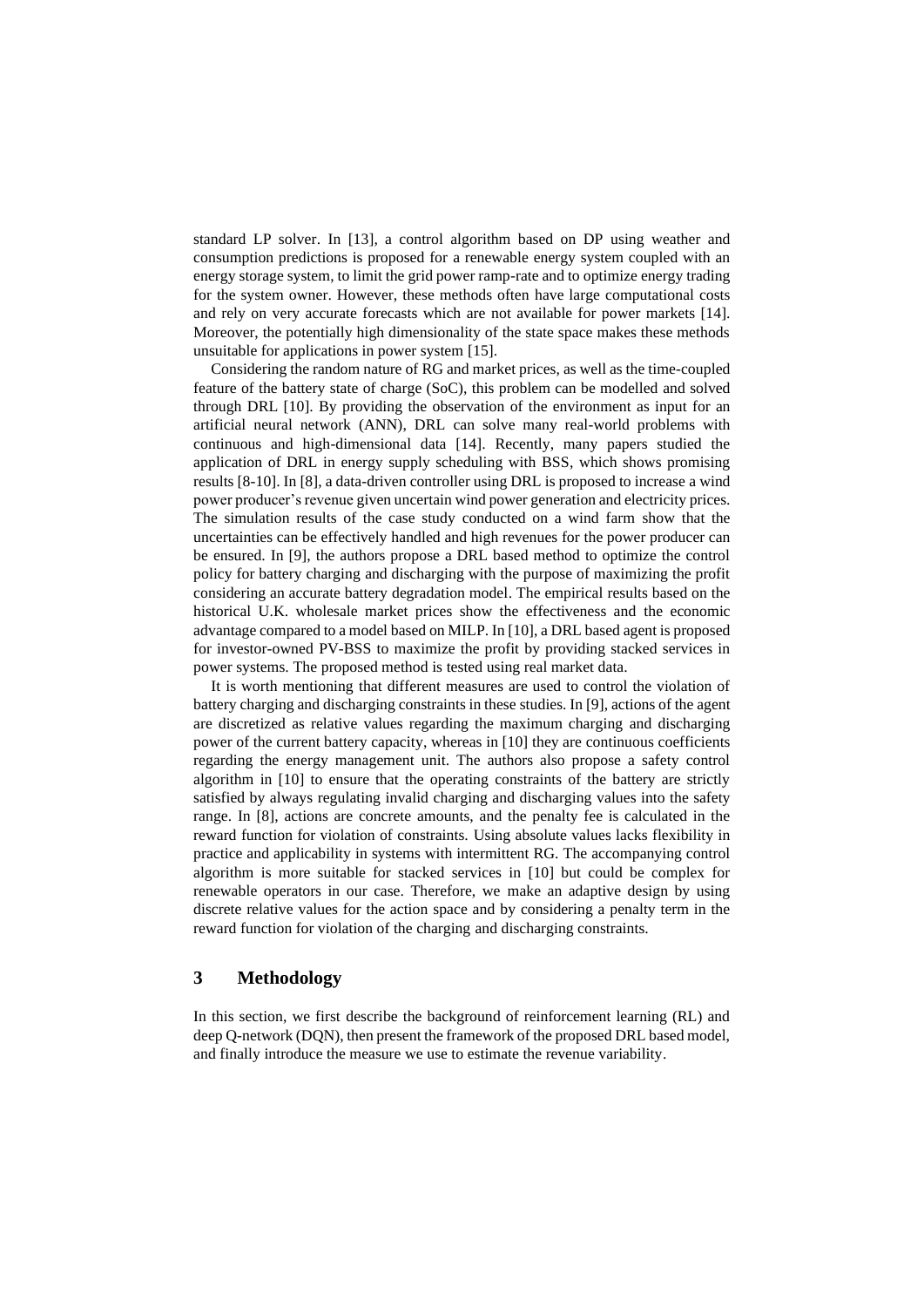standard LP solver. In [13], a control algorithm based on DP using weather and consumption predictions is proposed for a renewable energy system coupled with an energy storage system, to limit the grid power ramp-rate and to optimize energy trading for the system owner. However, these methods often have large computational costs and rely on very accurate forecasts which are not available for power markets [14]. Moreover, the potentially high dimensionality of the state space makes these methods unsuitable for applications in power system [15].

Considering the random nature of RG and market prices, as well as the time-coupled feature of the battery state of charge (SoC), this problem can be modelled and solved through DRL [10]. By providing the observation of the environment as input for an artificial neural network (ANN), DRL can solve many real-world problems with continuous and high-dimensional data [14]. Recently, many papers studied the application of DRL in energy supply scheduling with BSS, which shows promising results [8-10]. In [8], a data-driven controller using DRL is proposed to increase a wind power producer's revenue given uncertain wind power generation and electricity prices. The simulation results of the case study conducted on a wind farm show that the uncertainties can be effectively handled and high revenues for the power producer can be ensured. In [9], the authors propose a DRL based method to optimize the control policy for battery charging and discharging with the purpose of maximizing the profit considering an accurate battery degradation model. The empirical results based on the historical U.K. wholesale market prices show the effectiveness and the economic advantage compared to a model based on MILP. In [10], a DRL based agent is proposed for investor-owned PV-BSS to maximize the profit by providing stacked services in power systems. The proposed method is tested using real market data.

It is worth mentioning that different measures are used to control the violation of battery charging and discharging constraints in these studies. In [9], actions of the agent are discretized as relative values regarding the maximum charging and discharging power of the current battery capacity, whereas in [10] they are continuous coefficients regarding the energy management unit. The authors also propose a safety control algorithm in [10] to ensure that the operating constraints of the battery are strictly satisfied by always regulating invalid charging and discharging values into the safety range. In [8], actions are concrete amounts, and the penalty fee is calculated in the reward function for violation of constraints. Using absolute values lacks flexibility in practice and applicability in systems with intermittent RG. The accompanying control algorithm is more suitable for stacked services in [10] but could be complex for renewable operators in our case. Therefore, we make an adaptive design by using discrete relative values for the action space and by considering a penalty term in the reward function for violation of the charging and discharging constraints.

## 3 Methodology

In this section, we first describe the background of reinforcement learning (RL) and deep Q-network (DQN), then present the framework of the proposed DRL based model, and finally introduce the measure we use to estimate the revenue variability.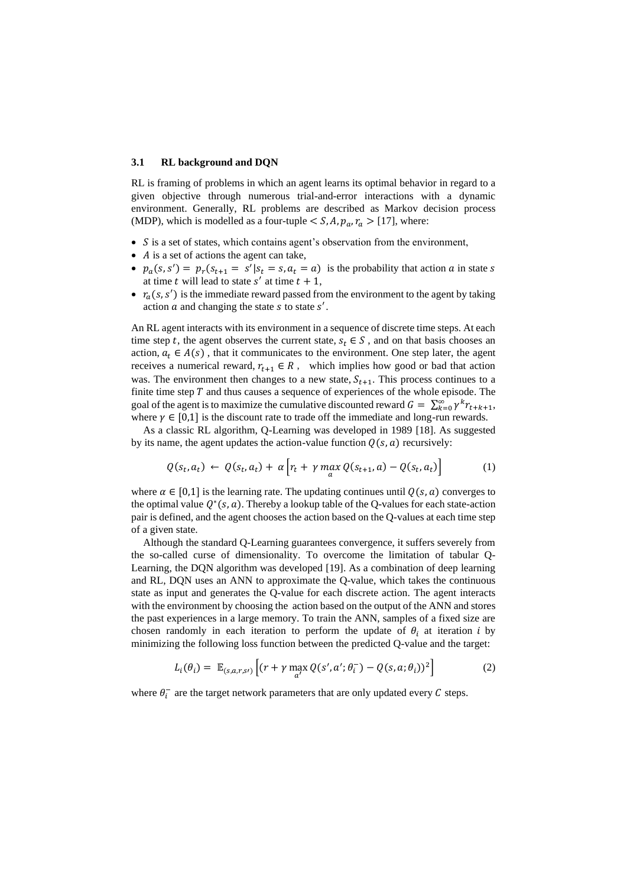### 3.1 RL background and DQN

RL is framing of problems in which an agent learns its optimal behavior in regard to a given objective through numerous trial-and-error interactions with a dynamic environment. Generally, RL problems are described as Markov decision process (MDP), which is modelled as a four-tuple $< S, A, p_a, r_a >$ [17], where:

- $S$ is a set of states, which contains agent's observation from the environment,
- $A$ is a set of actions the agent can take,
- $p_a(s, s') = p_r(s_{t+1} = s'|s_t = s, a_t = a)$ is the probability that action $a$ in state $s$ at time $t$ will lead to state $s'$ at time $t + 1$,
- $r_a(s, s')$ is the immediate reward passed from the environment to the agent by taking action $a$ and changing the state $s$ to state $s'$.

An RL agent interacts with its environment in a sequence of discrete time steps. At each time step $t$, the agent observes the current state, $s_t \in S$ , and on that basis chooses an action, $a_t \in A(s)$ , that it communicates to the environment. One step later, the agent receives a numerical reward, $r_{t+1} \in R$ , which implies how good or bad that action was. The environment then changes to a new state, $S_{t+1}$. This process continues to a finite time step $T$ and thus causes a sequence of experiences of the whole episode. The goal of the agent is to maximize the cumulative discounted reward $G = \sum_{k=0}^{\infty} \gamma^k r_{t+k+1}$, where $\gamma \in [0,1]$ is the discount rate to trade off the immediate and long-run rewards.

As a classic RL algorithm, Q-Learning was developed in 1989 [18]. As suggested by its name, the agent updates the action-value function $Q(s, a)$ recursively:

$$Q(s_t, a_t) \leftarrow Q(s_t, a_t) + \alpha \left[ r_t + \gamma \max_a Q(s_{t+1}, a) - Q(s_t, a_t) \right] \tag{1}$$

where $\alpha \in [0,1]$ is the learning rate. The updating continues until $Q(s, a)$ converges to the optimal value $Q^*(s, a)$. Thereby a lookup table of the Q-values for each state-action pair is defined, and the agent chooses the action based on the Q-values at each time step of a given state.

Although the standard Q-Learning guarantees convergence, it suffers severely from the so-called curse of dimensionality. To overcome the limitation of tabular Q-Learning, the DQN algorithm was developed [19]. As a combination of deep learning and RL, DQN uses an ANN to approximate the Q-value, which takes the continuous state as input and generates the Q-value for each discrete action. The agent interacts with the environment by choosing the action based on the output of the ANN and stores the past experiences in a large memory. To train the ANN, samples of a fixed size are chosen randomly in each iteration to perform the update of $\theta_i$ at iteration $i$ by minimizing the following loss function between the predicted Q-value and the target:

$$L_i(\theta_i) = \mathbb{E}_{(s,a,r,s')} \left[ (r + \gamma \max_{a'} Q(s', a'; \theta_i^-) - Q(s, a; \theta_i))^2 \right] \tag{2}$$

where $\theta_i^-$ are the target network parameters that are only updated every $C$ steps.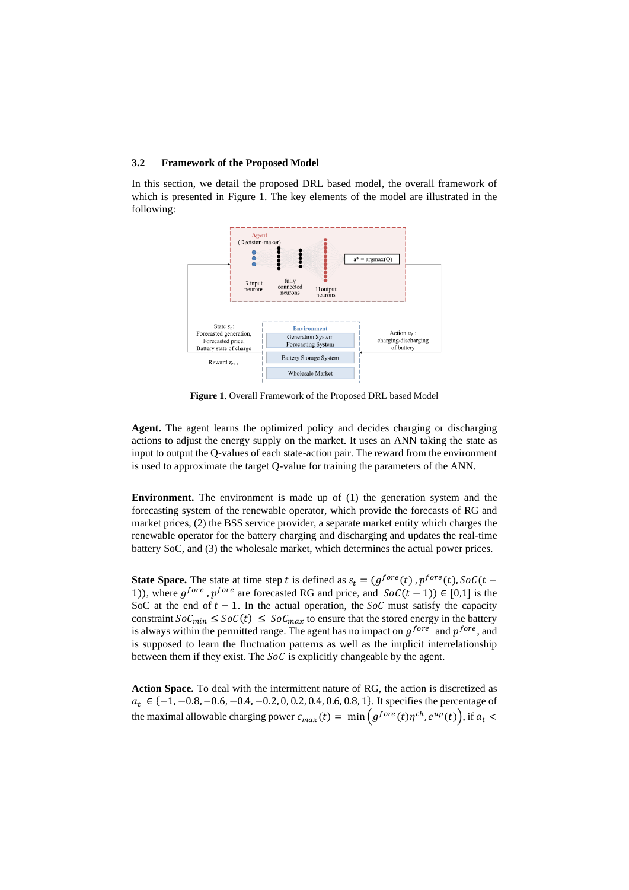### 3.2 Framework of the Proposed Model

In this section, we detail the proposed DRL based model, the overall framework of which is presented in Figure 1. The key elements of the model are illustrated in the following:

**Figure 1.** Overall Framework of the Proposed DRL based Model

**Agent.** The agent learns the optimized policy and decides charging or discharging actions to adjust the energy supply on the market. It uses an ANN taking the state as input to output the Q-values of each state-action pair. The reward from the environment is used to approximate the target Q-value for training the parameters of the ANN.

**Environment.** The environment is made up of (1) the generation system and the forecasting system of the renewable operator, which provide the forecasts of RG and market prices, (2) the BSS service provider, a separate market entity which charges the renewable operator for the battery charging and discharging and updates the real-time battery SoC, and (3) the wholesale market, which determines the actual power prices.

**State Space.** The state at time step $t$ is defined as $s_t = (g^{fore}(t), p^{fore}(t), SoC(t-1))$, where $g^{fore}$, $p^{fore}$ are forecasted RG and price, and $SoC(t-1)) \in [0,1]$ is the SoC at the end of $t-1$. In the actual operation, the $SoC$ must satisfy the capacity constraint $SoC_{min} \leq SoC(t) \leq SoC_{max}$ to ensure that the stored energy in the battery is always within the permitted range. The agent has no impact on $g^{fore}$ and $p^{fore}$, and is supposed to learn the fluctuation patterns as well as the implicit interrelationship between them if they exist. The $SoC$ is explicitly changeable by the agent.

**Action Space.** To deal with the intermittent nature of RG, the action is discretized as $a_t \in \{-1, -0.8, -0.6, -0.4, -0.2, 0, 0.2, 0.4, 0.6, 0.8, 1\}$. It specifies the percentage of the maximal allowable charging power $c_{max}(t) = \min\left(g^{fore}(t)\eta^{ch}, e^{up}(t)\right)$, if $a_t <$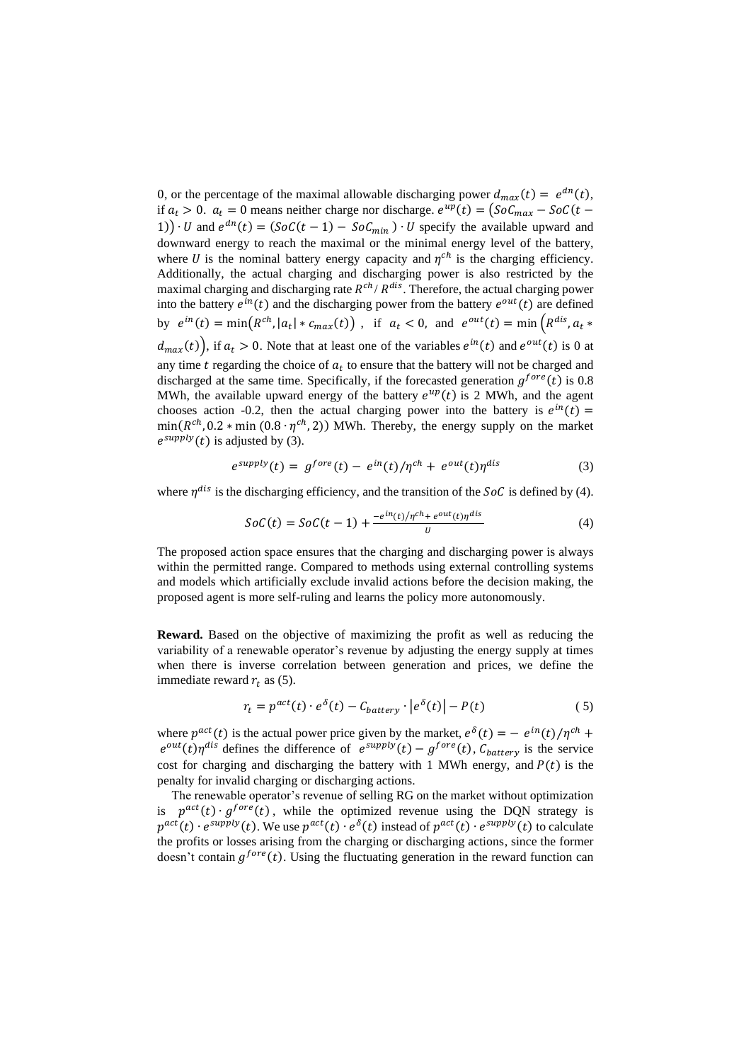0, or the percentage of the maximal allowable discharging power $d_{max}(t) = e^{dn}(t)$, if $a_t > 0$. $a_t = 0$ means neither charge nor discharge. $e^{up}(t) = \left(SoC_{max} - SoC(t-1)\right) \cdot U$ and $e^{dn}(t) = \left(SoC(t-1) - SoC_{min}\right) \cdot U$ specify the available upward and downward energy to reach the maximal or the minimal energy level of the battery, where $U$ is the nominal battery energy capacity and $\eta^{ch}$ is the charging efficiency. Additionally, the actual charging and discharging power is also restricted by the maximal charging and discharging rate $R^{ch}$/ $R^{dis}$. Therefore, the actual charging power into the battery $e^{in}(t)$ and the discharging power from the battery $e^{out}(t)$ are defined by $e^{in}(t) = \min\left(R^{ch}, |a_t| * c_{max}(t)\right)$, if $a_t < 0$, and $e^{out}(t) = \min\left(R^{dis}, a_t * d_{max}(t)\right)$, if $a_t > 0$. Note that at least one of the variables $e^{in}(t)$ and $e^{out}(t)$ is 0 at any time $t$ regarding the choice of $a_t$ to ensure that the battery will not be charged and discharged at the same time. Specifically, if the forecasted generation $g^{fore}(t)$ is 0.8 MWh, the available upward energy of the battery $e^{up}(t)$ is 2 MWh, and the agent chooses action -0.2, then the actual charging power into the battery is $e^{in}(t) = \min(R^{ch}, 0.2 * \min(0.8 \cdot \eta^{ch}, 2))$ MWh. Thereby, the energy supply on the market $e^{supply}(t)$ is adjusted by (3).

$$e^{supply}(t) = g^{fore}(t) - e^{in}(t)/\eta^{ch} + e^{out}(t)\eta^{dis} \tag{3}$$

where $\eta^{dis}$ is the discharging efficiency, and the transition of the $SoC$ is defined by (4).

$$SoC(t) = SoC(t-1) + \frac{-e^{in}(t)/\eta^{ch} + e^{out}(t)\eta^{dis}}{U} \tag{4}$$

The proposed action space ensures that the charging and discharging power is always within the permitted range. Compared to methods using external controlling systems and models which artificially exclude invalid actions before the decision making, the proposed agent is more self-ruling and learns the policy more autonomously.

**Reward.** Based on the objective of maximizing the profit as well as reducing the variability of a renewable operator's revenue by adjusting the energy supply at times when there is inverse correlation between generation and prices, we define the immediate reward $r_t$ as (5).

$$r_t = p^{act}(t) \cdot e^{\delta}(t) - C_{battery} \cdot \left|e^{\delta}(t)\right| - P(t) \tag{5}$$

where $p^{act}(t)$ is the actual power price given by the market, $e^{\delta}(t) = -e^{in}(t)/\eta^{ch} + e^{out}(t)\eta^{dis}$ defines the difference of $e^{supply}(t) - g^{fore}(t)$, $C_{battery}$ is the service cost for charging and discharging the battery with 1 MWh energy, and $P(t)$ is the penalty for invalid charging or discharging actions.

The renewable operator's revenue of selling RG on the market without optimization is $p^{act}(t) \cdot g^{fore}(t)$, while the optimized revenue using the DQN strategy is $p^{act}(t) \cdot e^{supply}(t)$. We use $p^{act}(t) \cdot e^{\delta}(t)$ instead of $p^{act}(t) \cdot e^{supply}(t)$ to calculate the profits or losses arising from the charging or discharging actions, since the former doesn't contain $g^{fore}(t)$. Using the fluctuating generation in the reward function can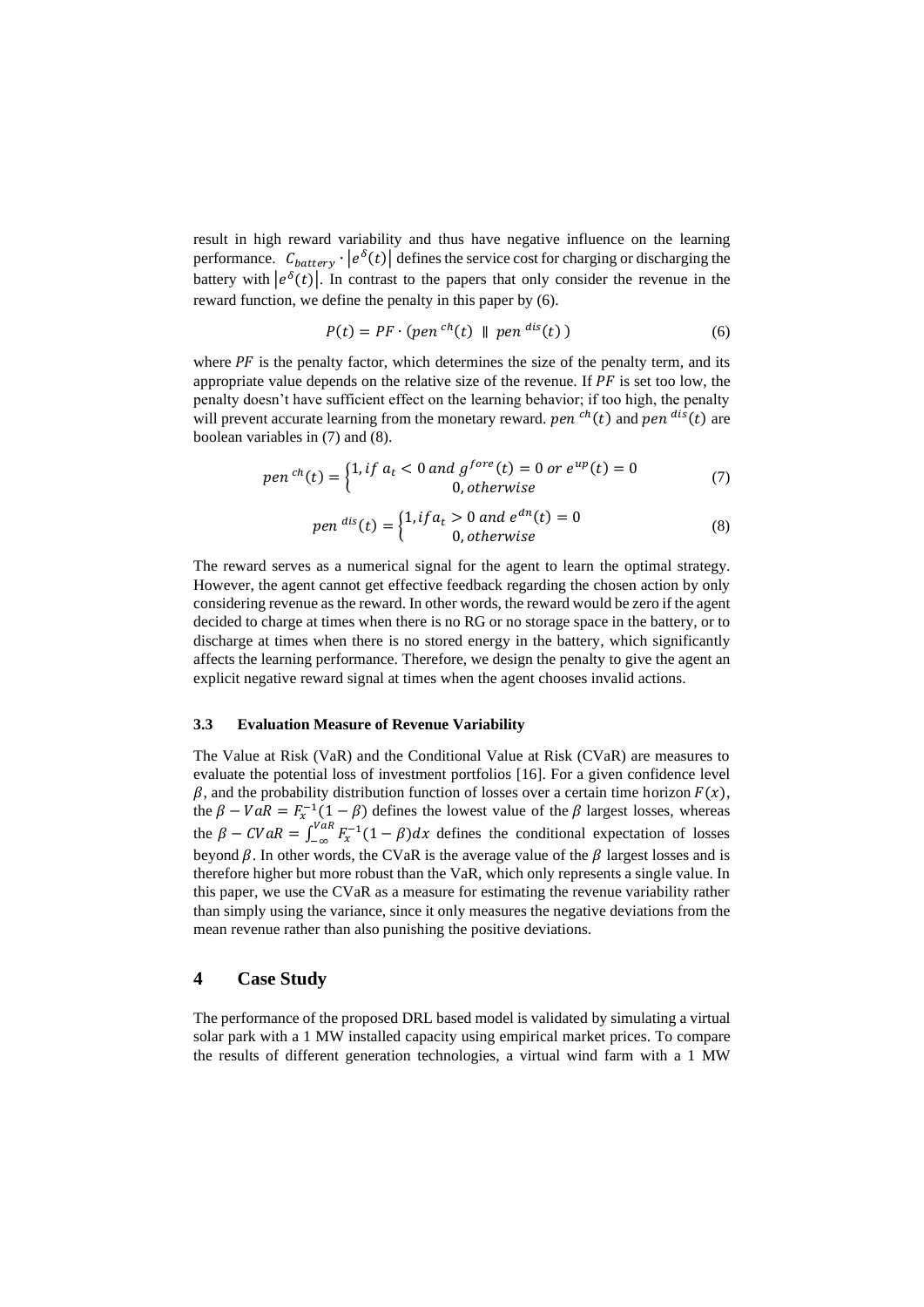result in high reward variability and thus have negative influence on the learning performance. $C_{battery} \cdot |e^{\delta}(t)|$ defines the service cost for charging or discharging the battery with $|e^{\delta}(t)|$. In contrast to the papers that only consider the revenue in the reward function, we define the penalty in this paper by (6).

$$P(t) = PF \cdot (pen^{ch}(t) \parallel pen^{dis}(t)) \tag{6}$$

where $PF$ is the penalty factor, which determines the size of the penalty term, and its appropriate value depends on the relative size of the revenue. If $PF$ is set too low, the penalty doesn't have sufficient effect on the learning behavior; if too high, the penalty will prevent accurate learning from the monetary reward. $pen^{ch}(t)$ and $pen^{dis}(t)$ are boolean variables in (7) and (8).

$$pen^{ch}(t) = \begin{cases} 1, if\ a_t < 0\ and\ g^{fore}(t) = 0\ or\ e^{up}(t) = 0 \\ 0, otherwise \end{cases} \tag{7}$$

$$pen^{dis}(t) = \begin{cases} 1, if a_t > 0\ and\ e^{dn}(t) = 0 \\ 0, otherwise \end{cases} \tag{8}$$

The reward serves as a numerical signal for the agent to learn the optimal strategy. However, the agent cannot get effective feedback regarding the chosen action by only considering revenue as the reward. In other words, the reward would be zero if the agent decided to charge at times when there is no RG or no storage space in the battery, or to discharge at times when there is no stored energy in the battery, which significantly affects the learning performance. Therefore, we design the penalty to give the agent an explicit negative reward signal at times when the agent chooses invalid actions.

### 3.3 Evaluation Measure of Revenue Variability

The Value at Risk (VaR) and the Conditional Value at Risk (CVaR) are measures to evaluate the potential loss of investment portfolios [16]. For a given confidence level $\beta$, and the probability distribution function of losses over a certain time horizon $F(x)$, the $\beta - VaR = F_x^{-1}(1-\beta)$ defines the lowest value of the $\beta$ largest losses, whereas the $\beta - CVaR = \int_{-\infty}^{VaR} F_x^{-1}(1-\beta)dx$ defines the conditional expectation of losses beyond $\beta$. In other words, the CVaR is the average value of the $\beta$ largest losses and is therefore higher but more robust than the VaR, which only represents a single value. In this paper, we use the CVaR as a measure for estimating the revenue variability rather than simply using the variance, since it only measures the negative deviations from the mean revenue rather than also punishing the positive deviations.

## 4 Case Study

The performance of the proposed DRL based model is validated by simulating a virtual solar park with a 1 MW installed capacity using empirical market prices. To compare the results of different generation technologies, a virtual wind farm with a 1 MW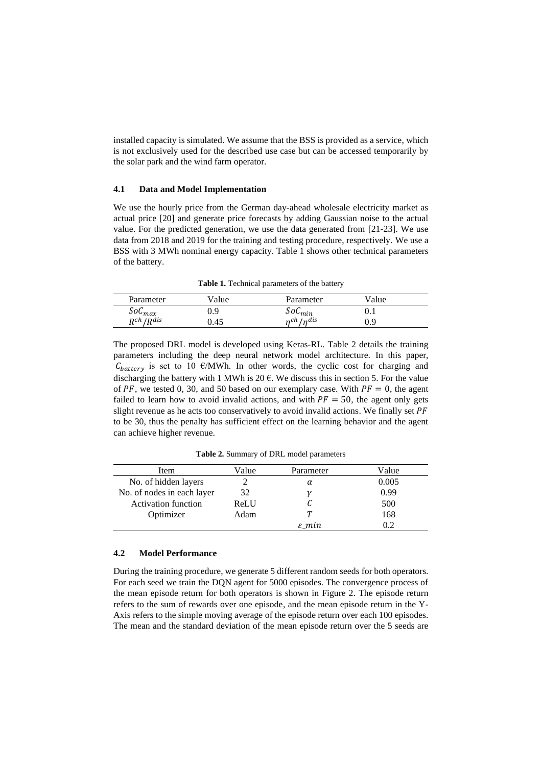installed capacity is simulated. We assume that the BSS is provided as a service, which is not exclusively used for the described use case but can be accessed temporarily by the solar park and the wind farm operator.

### 4.1 Data and Model Implementation

We use the hourly price from the German day-ahead wholesale electricity market as actual price [20] and generate price forecasts by adding Gaussian noise to the actual value. For the predicted generation, we use the data generated from [21-23]. We use data from 2018 and 2019 for the training and testing procedure, respectively. We use a BSS with 3 MWh nominal energy capacity. Table 1 shows other technical parameters of the battery.

**Table 1.** Technical parameters of the battery

| Parameter | Value | Parameter | Value |
|---|---|---|---|
| $SoC_{max}$ | 0.9 | $SoC_{min}$ | 0.1 |
| $R^{ch}/R^{dis}$ | 0.45 | $\eta^{ch}/\eta^{dis}$ | 0.9 |

The proposed DRL model is developed using Keras-RL. Table 2 details the training parameters including the deep neural network model architecture. In this paper, $C_{battery}$ is set to 10 €/MWh. In other words, the cyclic cost for charging and discharging the battery with 1 MWh is 20 €. We discuss this in section 5. For the value of $PF$, we tested 0, 30, and 50 based on our exemplary case. With $PF = 0$, the agent failed to learn how to avoid invalid actions, and with $PF = 50$, the agent only gets slight revenue as he acts too conservatively to avoid invalid actions. We finally set $PF$ to be 30, thus the penalty has sufficient effect on the learning behavior and the agent can achieve higher revenue.

**Table 2.** Summary of DRL model parameters

| Item | Value | Parameter | Value |
|---|---|---|---|
| No. of hidden layers | 2 | $\alpha$ | 0.005 |
| No. of nodes in each layer | 32 | $\gamma$ | 0.99 |
| Activation function | ReLU | $C$ | 500 |
| Optimizer | Adam | $T$ | 168 |
| | | $\varepsilon\_min$ | 0.2 |

### 4.2 Model Performance

During the training procedure, we generate 5 different random seeds for both operators. For each seed we train the DQN agent for 5000 episodes. The convergence process of the mean episode return for both operators is shown in Figure 2. The episode return refers to the sum of rewards over one episode, and the mean episode return in the Y-Axis refers to the simple moving average of the episode return over each 100 episodes. The mean and the standard deviation of the mean episode return over the 5 seeds are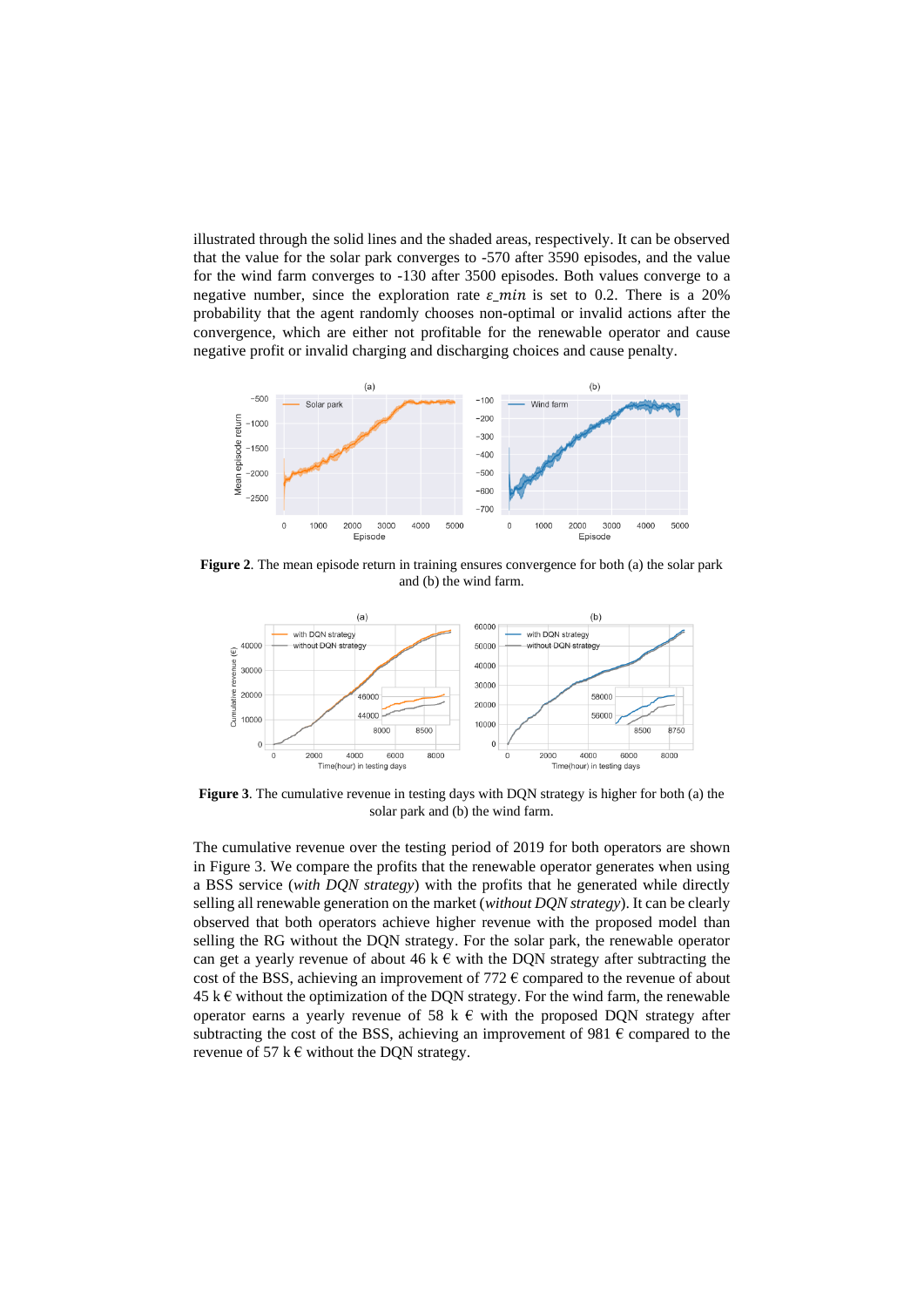illustrated through the solid lines and the shaded areas, respectively. It can be observed that the value for the solar park converges to -570 after 3590 episodes, and the value for the wind farm converges to -130 after 3500 episodes. Both values converge to a negative number, since the exploration rate $\varepsilon\_min$ is set to 0.2. There is a 20% probability that the agent randomly chooses non-optimal or invalid actions after the convergence, which are either not profitable for the renewable operator and cause negative profit or invalid charging and discharging choices and cause penalty.

**Figure 2**. The mean episode return in training ensures convergence for both (a) the solar park and (b) the wind farm.

**Figure 3**. The cumulative revenue in testing days with DQN strategy is higher for both (a) the solar park and (b) the wind farm.

The cumulative revenue over the testing period of 2019 for both operators are shown in Figure 3. We compare the profits that the renewable operator generates when using a BSS service (*with DQN strategy*) with the profits that he generated while directly selling all renewable generation on the market (*without DQN strategy*). It can be clearly observed that both operators achieve higher revenue with the proposed model than selling the RG without the DQN strategy. For the solar park, the renewable operator can get a yearly revenue of about 46 k € with the DQN strategy after subtracting the cost of the BSS, achieving an improvement of 772 € compared to the revenue of about 45 k € without the optimization of the DQN strategy. For the wind farm, the renewable operator earns a yearly revenue of 58 k € with the proposed DQN strategy after subtracting the cost of the BSS, achieving an improvement of 981 € compared to the revenue of 57 k € without the DQN strategy.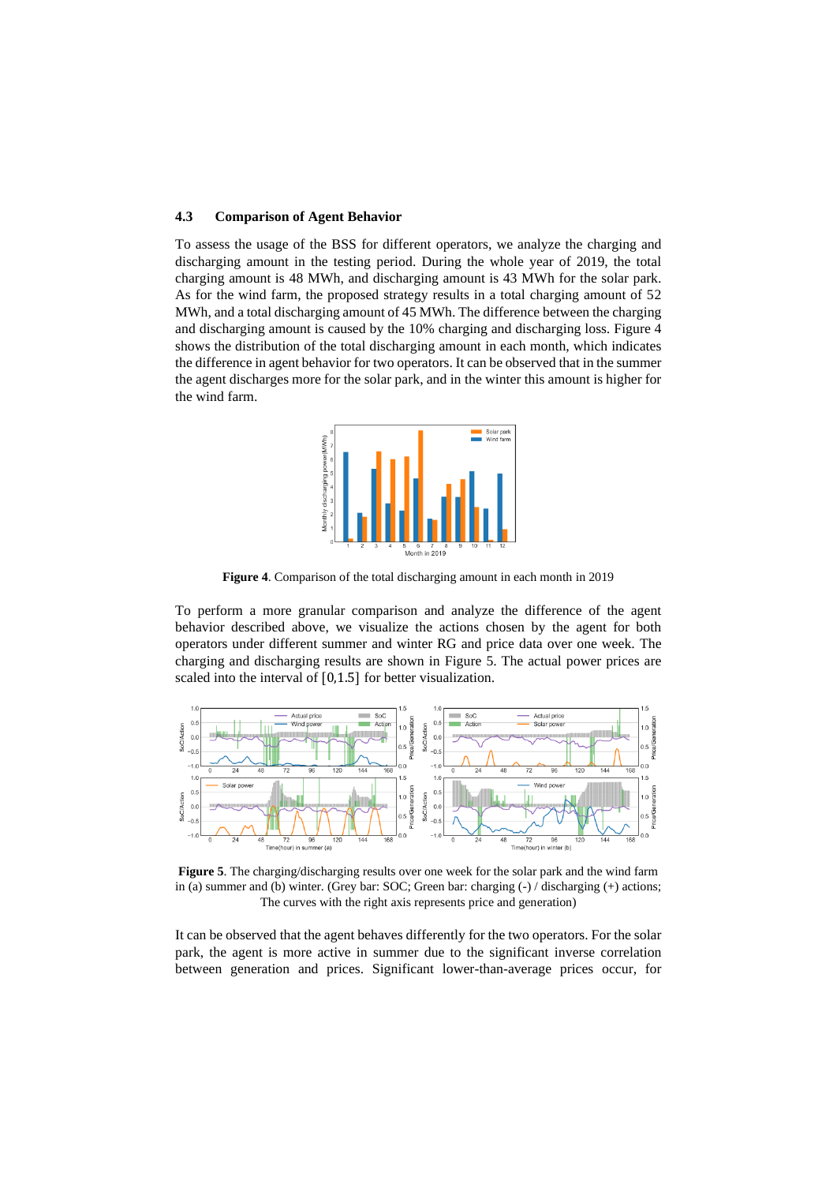### 4.3 Comparison of Agent Behavior

To assess the usage of the BSS for different operators, we analyze the charging and discharging amount in the testing period. During the whole year of 2019, the total charging amount is 48 MWh, and discharging amount is 43 MWh for the solar park. As for the wind farm, the proposed strategy results in a total charging amount of 52 MWh, and a total discharging amount of 45 MWh. The difference between the charging and discharging amount is caused by the 10% charging and discharging loss. Figure 4 shows the distribution of the total discharging amount in each month, which indicates the difference in agent behavior for two operators. It can be observed that in the summer the agent discharges more for the solar park, and in the winter this amount is higher for the wind farm.

**Figure 4**. Comparison of the total discharging amount in each month in 2019

To perform a more granular comparison and analyze the difference of the agent behavior described above, we visualize the actions chosen by the agent for both operators under different summer and winter RG and price data over one week. The charging and discharging results are shown in Figure 5. The actual power prices are scaled into the interval of [0,1.5] for better visualization.

**Figure 5**. The charging/discharging results over one week for the solar park and the wind farm in (a) summer and (b) winter. (Grey bar: SOC; Green bar: charging (-) / discharging (+) actions; The curves with the right axis represents price and generation)

It can be observed that the agent behaves differently for the two operators. For the solar park, the agent is more active in summer due to the significant inverse correlation between generation and prices. Significant lower-than-average prices occur, for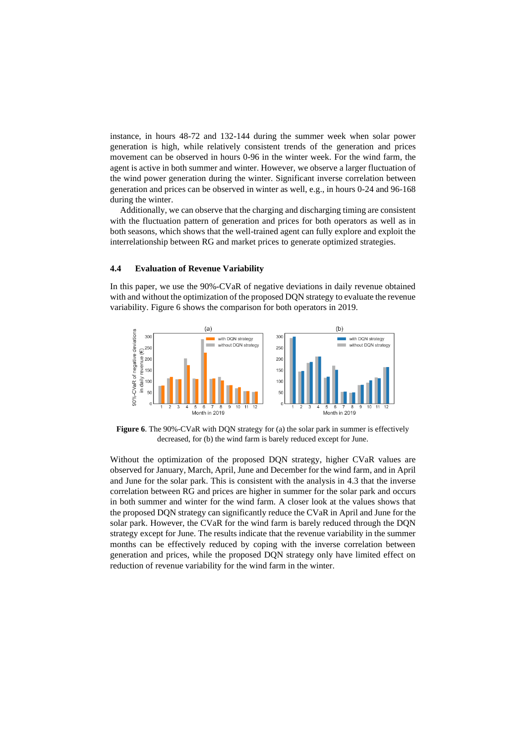instance, in hours 48-72 and 132-144 during the summer week when solar power generation is high, while relatively consistent trends of the generation and prices movement can be observed in hours 0-96 in the winter week. For the wind farm, the agent is active in both summer and winter. However, we observe a larger fluctuation of the wind power generation during the winter. Significant inverse correlation between generation and prices can be observed in winter as well, e.g., in hours 0-24 and 96-168 during the winter.

Additionally, we can observe that the charging and discharging timing are consistent with the fluctuation pattern of generation and prices for both operators as well as in both seasons, which shows that the well-trained agent can fully explore and exploit the interrelationship between RG and market prices to generate optimized strategies.

### 4.4 Evaluation of Revenue Variability

In this paper, we use the 90%-CVaR of negative deviations in daily revenue obtained with and without the optimization of the proposed DQN strategy to evaluate the revenue variability. Figure 6 shows the comparison for both operators in 2019.

**Figure 6**. The 90%-CVaR with DQN strategy for (a) the solar park in summer is effectively decreased, for (b) the wind farm is barely reduced except for June.

Without the optimization of the proposed DQN strategy, higher CVaR values are observed for January, March, April, June and December for the wind farm, and in April and June for the solar park. This is consistent with the analysis in 4.3 that the inverse correlation between RG and prices are higher in summer for the solar park and occurs in both summer and winter for the wind farm. A closer look at the values shows that the proposed DQN strategy can significantly reduce the CVaR in April and June for the solar park. However, the CVaR for the wind farm is barely reduced through the DQN strategy except for June. The results indicate that the revenue variability in the summer months can be effectively reduced by coping with the inverse correlation between generation and prices, while the proposed DQN strategy only have limited effect on reduction of revenue variability for the wind farm in the winter.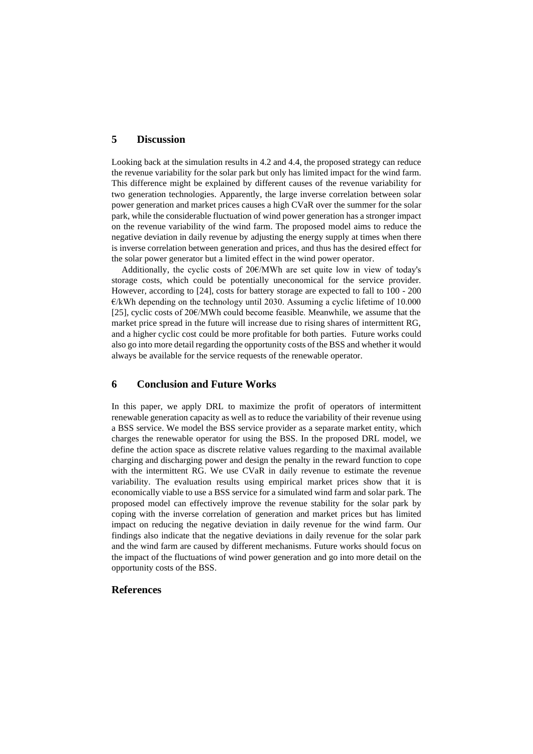## 5 Discussion

Looking back at the simulation results in 4.2 and 4.4, the proposed strategy can reduce the revenue variability for the solar park but only has limited impact for the wind farm. This difference might be explained by different causes of the revenue variability for two generation technologies. Apparently, the large inverse correlation between solar power generation and market prices causes a high CVaR over the summer for the solar park, while the considerable fluctuation of wind power generation has a stronger impact on the revenue variability of the wind farm. The proposed model aims to reduce the negative deviation in daily revenue by adjusting the energy supply at times when there is inverse correlation between generation and prices, and thus has the desired effect for the solar power generator but a limited effect in the wind power operator.

Additionally, the cyclic costs of 20€/MWh are set quite low in view of today's storage costs, which could be potentially uneconomical for the service provider. However, according to [24], costs for battery storage are expected to fall to 100 - 200 €/kWh depending on the technology until 2030. Assuming a cyclic lifetime of 10.000 [25], cyclic costs of 20€/MWh could become feasible. Meanwhile, we assume that the market price spread in the future will increase due to rising shares of intermittent RG, and a higher cyclic cost could be more profitable for both parties. Future works could also go into more detail regarding the opportunity costs of the BSS and whether it would always be available for the service requests of the renewable operator.

## 6 Conclusion and Future Works

In this paper, we apply DRL to maximize the profit of operators of intermittent renewable generation capacity as well as to reduce the variability of their revenue using a BSS service. We model the BSS service provider as a separate market entity, which charges the renewable operator for using the BSS. In the proposed DRL model, we define the action space as discrete relative values regarding to the maximal available charging and discharging power and design the penalty in the reward function to cope with the intermittent RG. We use CVaR in daily revenue to estimate the revenue variability. The evaluation results using empirical market prices show that it is economically viable to use a BSS service for a simulated wind farm and solar park. The proposed model can effectively improve the revenue stability for the solar park by coping with the inverse correlation of generation and market prices but has limited impact on reducing the negative deviation in daily revenue for the wind farm. Our findings also indicate that the negative deviations in daily revenue for the solar park and the wind farm are caused by different mechanisms. Future works should focus on the impact of the fluctuations of wind power generation and go into more detail on the opportunity costs of the BSS.

## References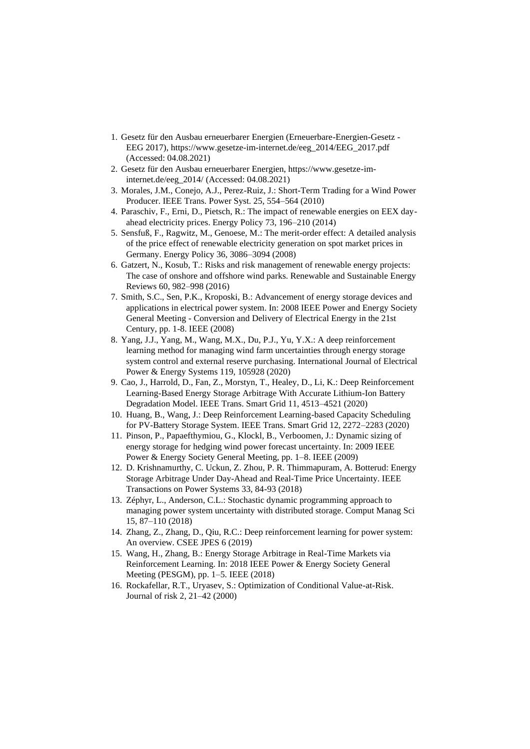1. Gesetz für den Ausbau erneuerbarer Energien (Erneuerbare-Energien-Gesetz - EEG 2017), https://www.gesetze-im-internet.de/eeg_2014/EEG_2017.pdf (Accessed: 04.08.2021)
2. Gesetz für den Ausbau erneuerbarer Energien, https://www.gesetze-im-internet.de/eeg_2014/ (Accessed: 04.08.2021)
3. Morales, J.M., Conejo, A.J., Perez-Ruiz, J.: Short-Term Trading for a Wind Power Producer. IEEE Trans. Power Syst. 25, 554–564 (2010)
4. Paraschiv, F., Erni, D., Pietsch, R.: The impact of renewable energies on EEX day-ahead electricity prices. Energy Policy 73, 196–210 (2014)
5. Sensfuß, F., Ragwitz, M., Genoese, M.: The merit-order effect: A detailed analysis of the price effect of renewable electricity generation on spot market prices in Germany. Energy Policy 36, 3086–3094 (2008)
6. Gatzert, N., Kosub, T.: Risks and risk management of renewable energy projects: The case of onshore and offshore wind parks. Renewable and Sustainable Energy Reviews 60, 982–998 (2016)
7. Smith, S.C., Sen, P.K., Kroposki, B.: Advancement of energy storage devices and applications in electrical power system. In: 2008 IEEE Power and Energy Society General Meeting - Conversion and Delivery of Electrical Energy in the 21st Century, pp. 1-8. IEEE (2008)
8. Yang, J.J., Yang, M., Wang, M.X., Du, P.J., Yu, Y.X.: A deep reinforcement learning method for managing wind farm uncertainties through energy storage system control and external reserve purchasing. International Journal of Electrical Power & Energy Systems 119, 105928 (2020)
9. Cao, J., Harrold, D., Fan, Z., Morstyn, T., Healey, D., Li, K.: Deep Reinforcement Learning-Based Energy Storage Arbitrage With Accurate Lithium-Ion Battery Degradation Model. IEEE Trans. Smart Grid 11, 4513–4521 (2020)
10. Huang, B., Wang, J.: Deep Reinforcement Learning-based Capacity Scheduling for PV-Battery Storage System. IEEE Trans. Smart Grid 12, 2272–2283 (2020)
11. Pinson, P., Papaefthymiou, G., Klockl, B., Verboomen, J.: Dynamic sizing of energy storage for hedging wind power forecast uncertainty. In: 2009 IEEE Power & Energy Society General Meeting, pp. 1–8. IEEE (2009)
12. D. Krishnamurthy, C. Uckun, Z. Zhou, P. R. Thimmapuram, A. Botterud: Energy Storage Arbitrage Under Day-Ahead and Real-Time Price Uncertainty. IEEE Transactions on Power Systems 33, 84-93 (2018)
13. Zéphyr, L., Anderson, C.L.: Stochastic dynamic programming approach to managing power system uncertainty with distributed storage. Comput Manag Sci 15, 87–110 (2018)
14. Zhang, Z., Zhang, D., Qiu, R.C.: Deep reinforcement learning for power system: An overview. CSEE JPES 6 (2019)
15. Wang, H., Zhang, B.: Energy Storage Arbitrage in Real-Time Markets via Reinforcement Learning. In: 2018 IEEE Power & Energy Society General Meeting (PESGM), pp. 1–5. IEEE (2018)
16. Rockafellar, R.T., Uryasev, S.: Optimization of Conditional Value-at-Risk. Journal of risk 2, 21–42 (2000)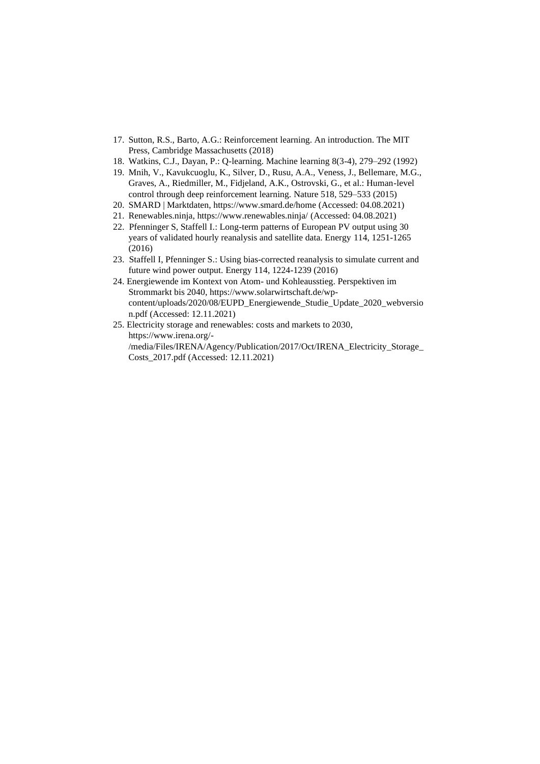17. Sutton, R.S., Barto, A.G.: Reinforcement learning. An introduction. The MIT Press, Cambridge Massachusetts (2018)
18. Watkins, C.J., Dayan, P.: Q-learning. Machine learning 8(3-4), 279–292 (1992)
19. Mnih, V., Kavukcuoglu, K., Silver, D., Rusu, A.A., Veness, J., Bellemare, M.G., Graves, A., Riedmiller, M., Fidjeland, A.K., Ostrovski, G., et al.: Human-level control through deep reinforcement learning. Nature 518, 529–533 (2015)
20. SMARD | Marktdaten, https://www.smard.de/home (Accessed: 04.08.2021)
21. Renewables.ninja, https://www.renewables.ninja/ (Accessed: 04.08.2021)
22. Pfenninger S, Staffell I.: Long-term patterns of European PV output using 30 years of validated hourly reanalysis and satellite data. Energy 114, 1251-1265 (2016)
23. Staffell I, Pfenninger S.: Using bias-corrected reanalysis to simulate current and future wind power output. Energy 114, 1224-1239 (2016)
24. Energiewende im Kontext von Atom- und Kohleausstieg. Perspektiven im Strommarkt bis 2040, https://www.solarwirtschaft.de/wp-content/uploads/2020/08/EUPD_Energiewende_Studie_Update_2020_webversion.pdf (Accessed: 12.11.2021)
25. Electricity storage and renewables: costs and markets to 2030, https://www.irena.org/-/media/Files/IRENA/Agency/Publication/2017/Oct/IRENA_Electricity_Storage_Costs_2017.pdf (Accessed: 12.11.2021)